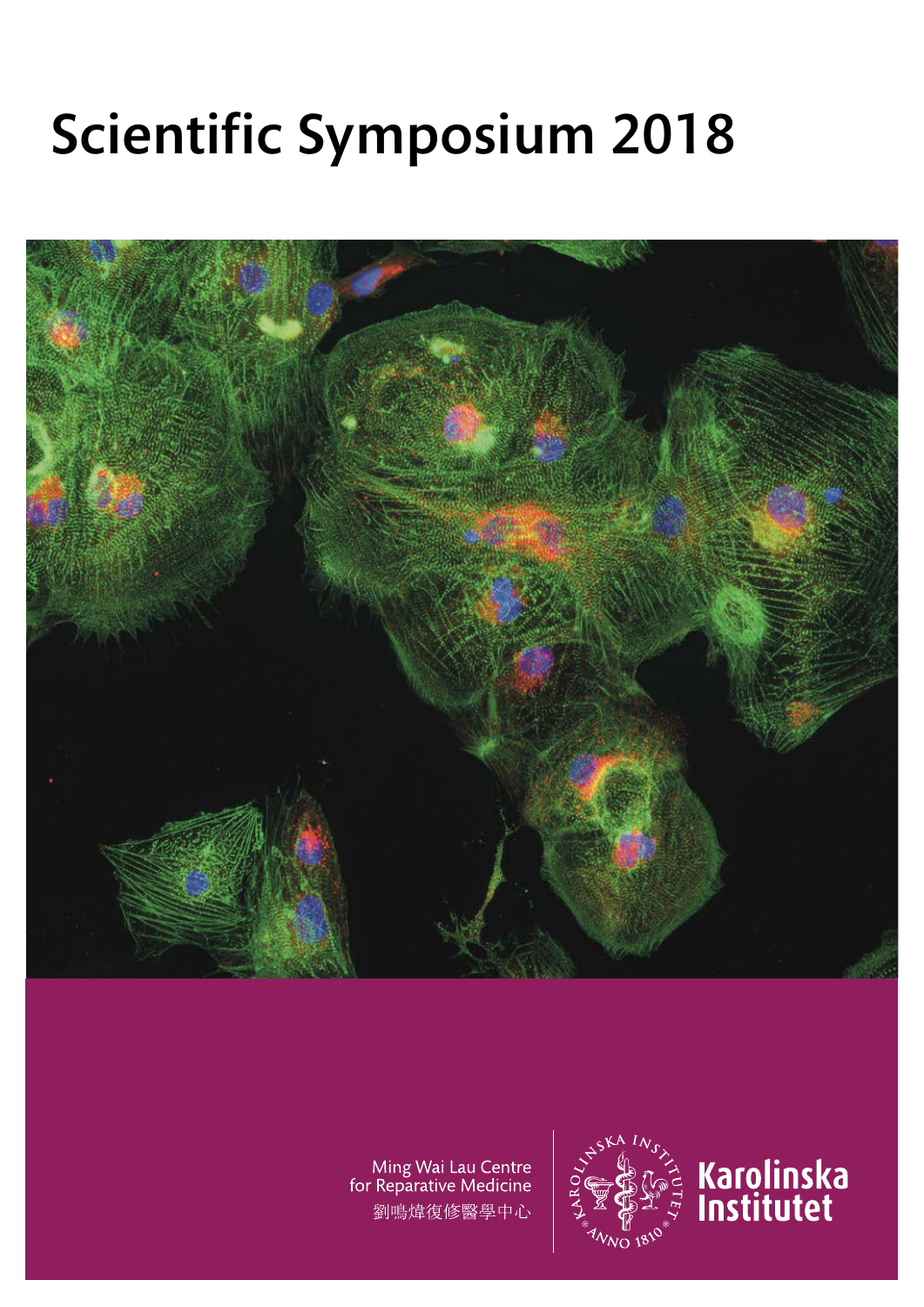# Scientific Symposium 2018

Ming Wai Lau Centre
for Reparative Medicine
劉鳴煒復修醫學中心

Karolinska
Institutet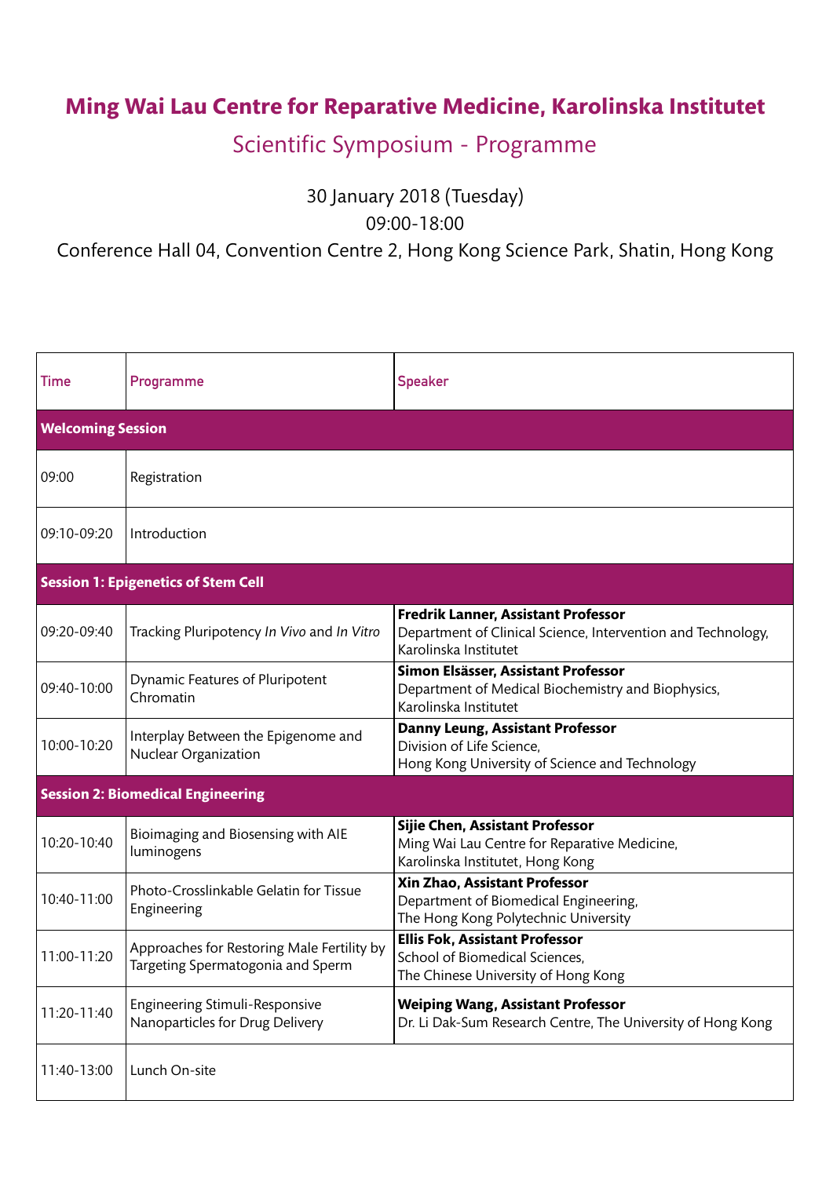# Ming Wai Lau Centre for Reparative Medicine, Karolinska Institutet

## Scientific Symposium - Programme

30 January 2018 (Tuesday)

09:00-18:00

Conference Hall 04, Convention Centre 2, Hong Kong Science Park, Shatin, Hong Kong

| Time | Programme | Speaker |
|---|---|---|
| **Welcoming Session** | | |
| 09:00 | Registration | |
| 09:10-09:20 | Introduction | |
| **Session 1: Epigenetics of Stem Cell** | | |
| 09:20-09:40 | Tracking Pluripotency *In Vivo* and *In Vitro* | **Fredrik Lanner, Assistant Professor**<br>Department of Clinical Science, Intervention and Technology, Karolinska Institutet |
| 09:40-10:00 | Dynamic Features of Pluripotent Chromatin | **Simon Elsässer, Assistant Professor**<br>Department of Medical Biochemistry and Biophysics, Karolinska Institutet |
| 10:00-10:20 | Interplay Between the Epigenome and Nuclear Organization | **Danny Leung, Assistant Professor**<br>Division of Life Science,<br>Hong Kong University of Science and Technology |
| **Session 2: Biomedical Engineering** | | |
| 10:20-10:40 | Bioimaging and Biosensing with AIE luminogens | **Sijie Chen, Assistant Professor**<br>Ming Wai Lau Centre for Reparative Medicine,<br>Karolinska Institutet, Hong Kong |
| 10:40-11:00 | Photo-Crosslinkable Gelatin for Tissue Engineering | **Xin Zhao, Assistant Professor**<br>Department of Biomedical Engineering,<br>The Hong Kong Polytechnic University |
| 11:00-11:20 | Approaches for Restoring Male Fertility by Targeting Spermatogonia and Sperm | **Ellis Fok, Assistant Professor**<br>School of Biomedical Sciences,<br>The Chinese University of Hong Kong |
| 11:20-11:40 | Engineering Stimuli-Responsive Nanoparticles for Drug Delivery | **Weiping Wang, Assistant Professor**<br>Dr. Li Dak-Sum Research Centre, The University of Hong Kong |
| 11:40-13:00 | Lunch On-site | |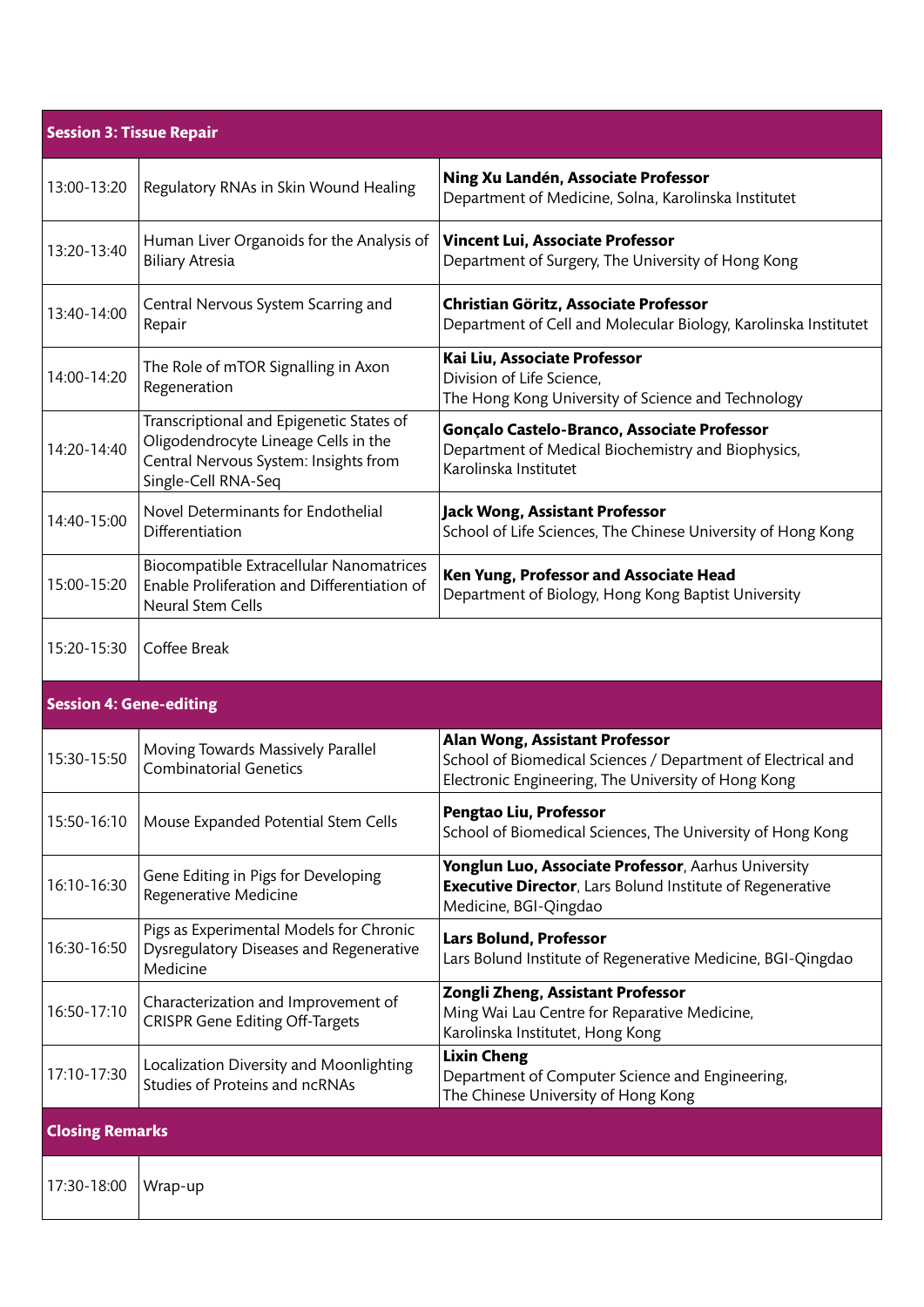| **Session 3: Tissue Repair** | | |
|---|---|---|
| 13:00-13:20 | Regulatory RNAs in Skin Wound Healing | **Ning Xu Landén, Associate Professor**<br>Department of Medicine, Solna, Karolinska Institutet |
| 13:20-13:40 | Human Liver Organoids for the Analysis of Biliary Atresia | **Vincent Lui, Associate Professor**<br>Department of Surgery, The University of Hong Kong |
| 13:40-14:00 | Central Nervous System Scarring and Repair | **Christian Göritz, Associate Professor**<br>Department of Cell and Molecular Biology, Karolinska Institutet |
| 14:00-14:20 | The Role of mTOR Signalling in Axon Regeneration | **Kai Liu, Associate Professor**<br>Division of Life Science,<br>The Hong Kong University of Science and Technology |
| 14:20-14:40 | Transcriptional and Epigenetic States of Oligodendrocyte Lineage Cells in the Central Nervous System: Insights from Single-Cell RNA-Seq | **Gonçalo Castelo-Branco, Associate Professor**<br>Department of Medical Biochemistry and Biophysics, Karolinska Institutet |
| 14:40-15:00 | Novel Determinants for Endothelial Differentiation | **Jack Wong, Assistant Professor**<br>School of Life Sciences, The Chinese University of Hong Kong |
| 15:00-15:20 | Biocompatible Extracellular Nanomatrices Enable Proliferation and Differentiation of Neural Stem Cells | **Ken Yung, Professor and Associate Head**<br>Department of Biology, Hong Kong Baptist University |
| 15:20-15:30 | Coffee Break | |
| **Session 4: Gene-editing** | | |
| 15:30-15:50 | Moving Towards Massively Parallel Combinatorial Genetics | **Alan Wong, Assistant Professor**<br>School of Biomedical Sciences / Department of Electrical and Electronic Engineering, The University of Hong Kong |
| 15:50-16:10 | Mouse Expanded Potential Stem Cells | **Pengtao Liu, Professor**<br>School of Biomedical Sciences, The University of Hong Kong |
| 16:10-16:30 | Gene Editing in Pigs for Developing Regenerative Medicine | **Yonglun Luo, Associate Professor**, Aarhus University<br>**Executive Director**, Lars Bolund Institute of Regenerative Medicine, BGI-Qingdao |
| 16:30-16:50 | Pigs as Experimental Models for Chronic Dysregulatory Diseases and Regenerative Medicine | **Lars Bolund, Professor**<br>Lars Bolund Institute of Regenerative Medicine, BGI-Qingdao |
| 16:50-17:10 | Characterization and Improvement of CRISPR Gene Editing Off-Targets | **Zongli Zheng, Assistant Professor**<br>Ming Wai Lau Centre for Reparative Medicine,<br>Karolinska Institutet, Hong Kong |
| 17:10-17:30 | Localization Diversity and Moonlighting Studies of Proteins and ncRNAs | **Lixin Cheng**<br>Department of Computer Science and Engineering,<br>The Chinese University of Hong Kong |
| **Closing Remarks** | | |
| 17:30-18:00 | Wrap-up | |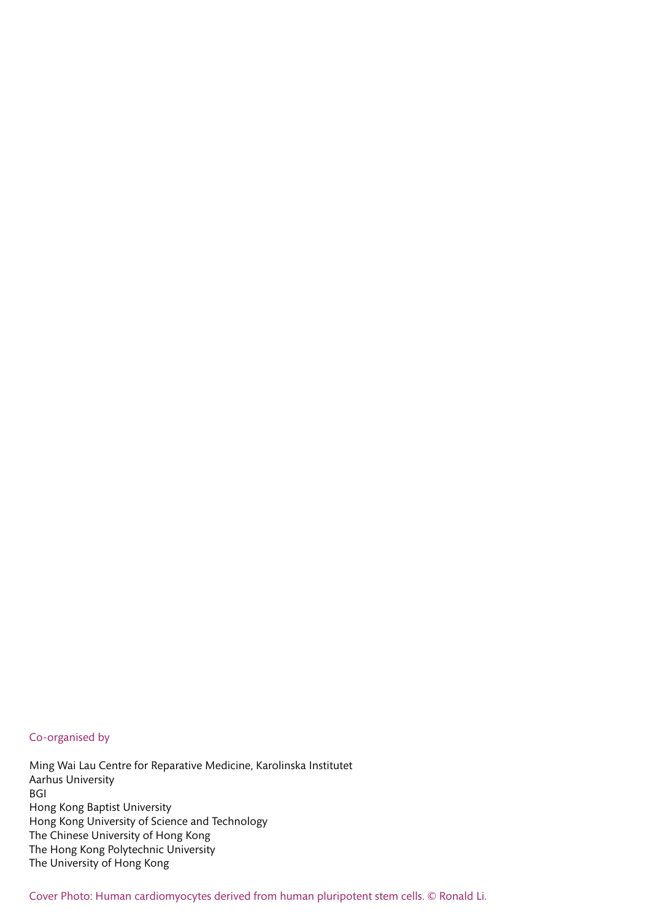Co-organised by

Ming Wai Lau Centre for Reparative Medicine, Karolinska Institutet
Aarhus University
BGI
Hong Kong Baptist University
Hong Kong University of Science and Technology
The Chinese University of Hong Kong
The Hong Kong Polytechnic University
The University of Hong Kong

Cover Photo: Human cardiomyocytes derived from human pluripotent stem cells. © Ronald Li.